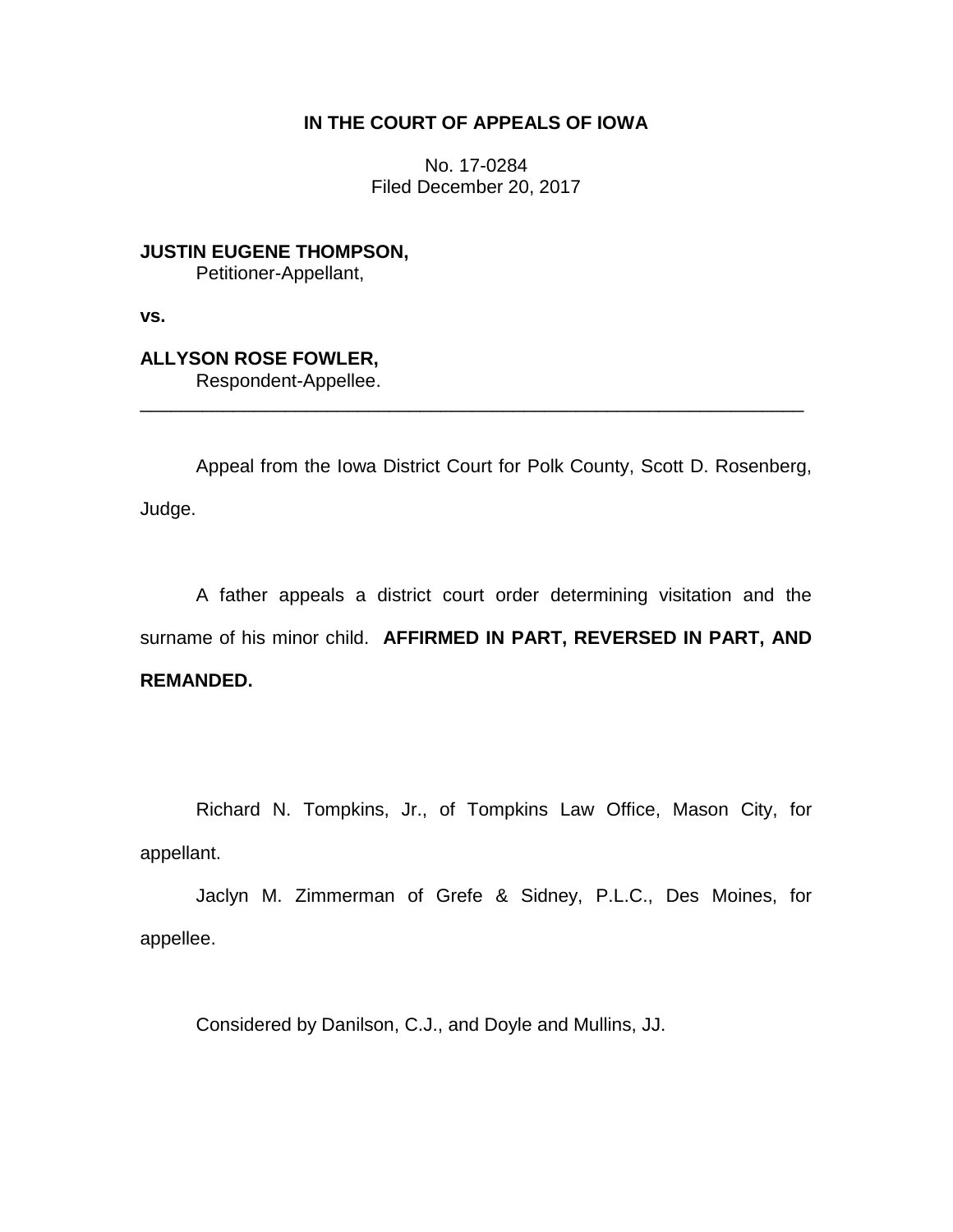# IN THE COURT OF APPEALS OF IOWA

No. 17-0284
Filed December 20, 2017

**JUSTIN EUGENE THOMPSON,**
Petitioner-Appellant,

**vs.**

**ALLYSON ROSE FOWLER,**
Respondent-Appellee.

---

Appeal from the Iowa District Court for Polk County, Scott D. Rosenberg, Judge.

A father appeals a district court order determining visitation and the surname of his minor child. **AFFIRMED IN PART, REVERSED IN PART, AND REMANDED.**

Richard N. Tompkins, Jr., of Tompkins Law Office, Mason City, for appellant.

Jaclyn M. Zimmerman of Grefe & Sidney, P.L.C., Des Moines, for appellee.

Considered by Danilson, C.J., and Doyle and Mullins, JJ.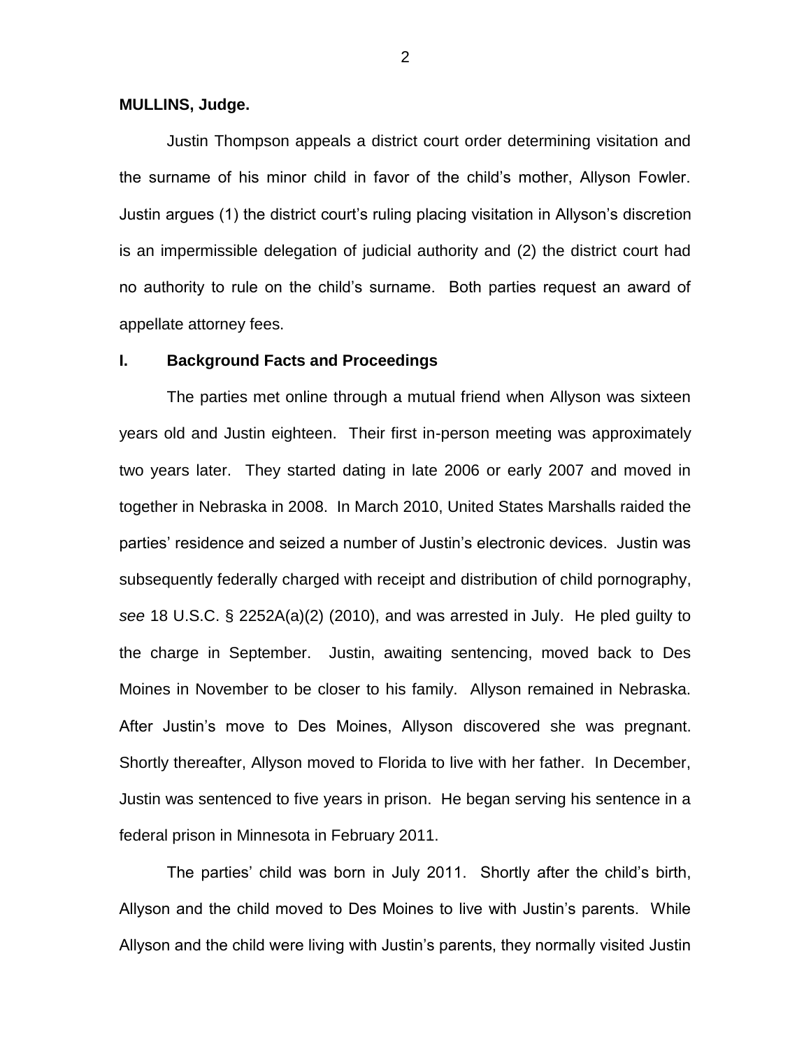**MULLINS, Judge.**

Justin Thompson appeals a district court order determining visitation and the surname of his minor child in favor of the child's mother, Allyson Fowler. Justin argues (1) the district court's ruling placing visitation in Allyson's discretion is an impermissible delegation of judicial authority and (2) the district court had no authority to rule on the child's surname. Both parties request an award of appellate attorney fees.

## I. Background Facts and Proceedings

The parties met online through a mutual friend when Allyson was sixteen years old and Justin eighteen. Their first in-person meeting was approximately two years later. They started dating in late 2006 or early 2007 and moved in together in Nebraska in 2008. In March 2010, United States Marshalls raided the parties' residence and seized a number of Justin's electronic devices. Justin was subsequently federally charged with receipt and distribution of child pornography, *see* 18 U.S.C. § 2252A(a)(2) (2010), and was arrested in July. He pled guilty to the charge in September. Justin, awaiting sentencing, moved back to Des Moines in November to be closer to his family. Allyson remained in Nebraska. After Justin's move to Des Moines, Allyson discovered she was pregnant. Shortly thereafter, Allyson moved to Florida to live with her father. In December, Justin was sentenced to five years in prison. He began serving his sentence in a federal prison in Minnesota in February 2011.

The parties' child was born in July 2011. Shortly after the child's birth, Allyson and the child moved to Des Moines to live with Justin's parents. While Allyson and the child were living with Justin's parents, they normally visited Justin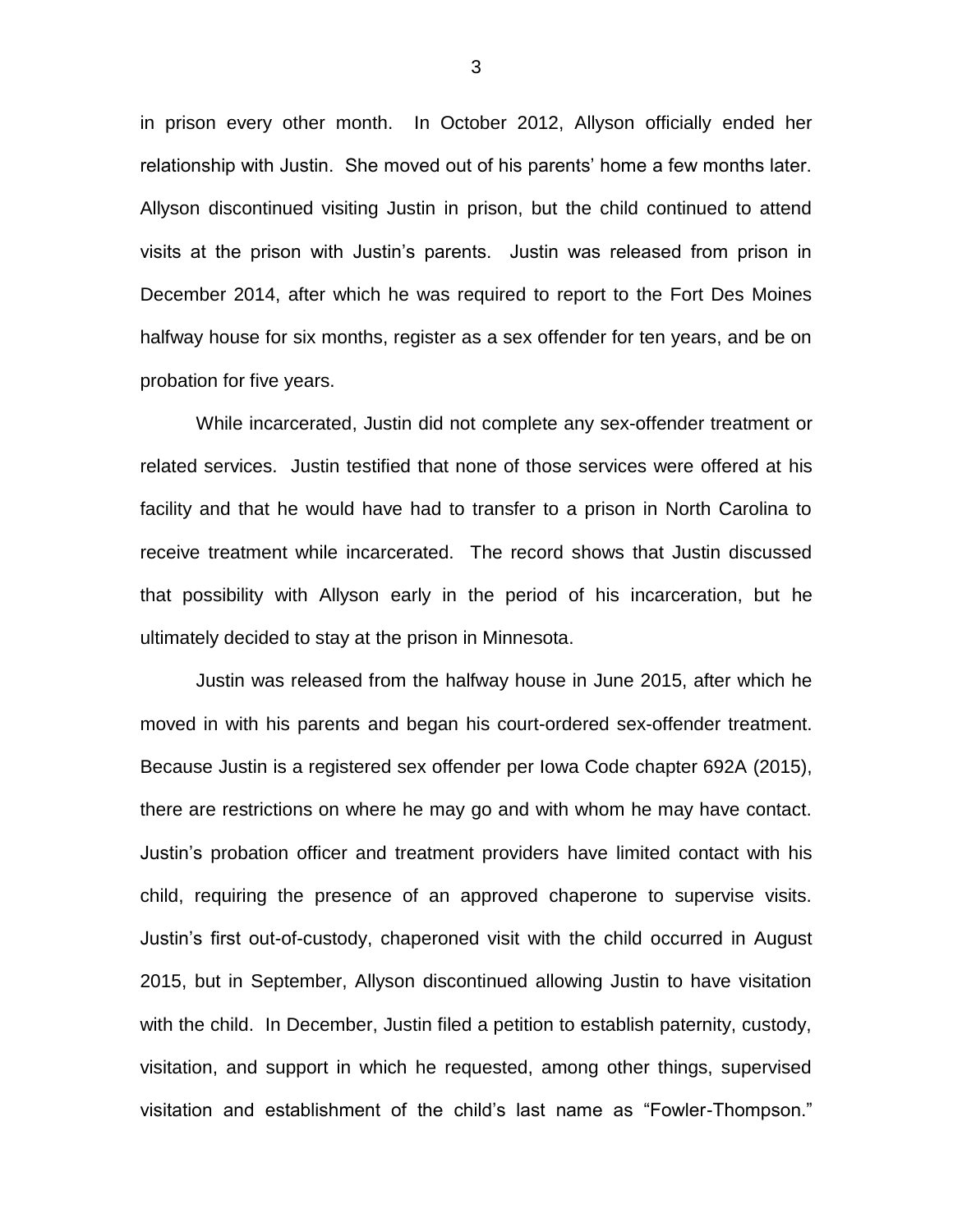in prison every other month. In October 2012, Allyson officially ended her relationship with Justin. She moved out of his parents' home a few months later. Allyson discontinued visiting Justin in prison, but the child continued to attend visits at the prison with Justin's parents. Justin was released from prison in December 2014, after which he was required to report to the Fort Des Moines halfway house for six months, register as a sex offender for ten years, and be on probation for five years.

While incarcerated, Justin did not complete any sex-offender treatment or related services. Justin testified that none of those services were offered at his facility and that he would have had to transfer to a prison in North Carolina to receive treatment while incarcerated. The record shows that Justin discussed that possibility with Allyson early in the period of his incarceration, but he ultimately decided to stay at the prison in Minnesota.

Justin was released from the halfway house in June 2015, after which he moved in with his parents and began his court-ordered sex-offender treatment. Because Justin is a registered sex offender per Iowa Code chapter 692A (2015), there are restrictions on where he may go and with whom he may have contact. Justin's probation officer and treatment providers have limited contact with his child, requiring the presence of an approved chaperone to supervise visits. Justin's first out-of-custody, chaperoned visit with the child occurred in August 2015, but in September, Allyson discontinued allowing Justin to have visitation with the child. In December, Justin filed a petition to establish paternity, custody, visitation, and support in which he requested, among other things, supervised visitation and establishment of the child's last name as "Fowler-Thompson."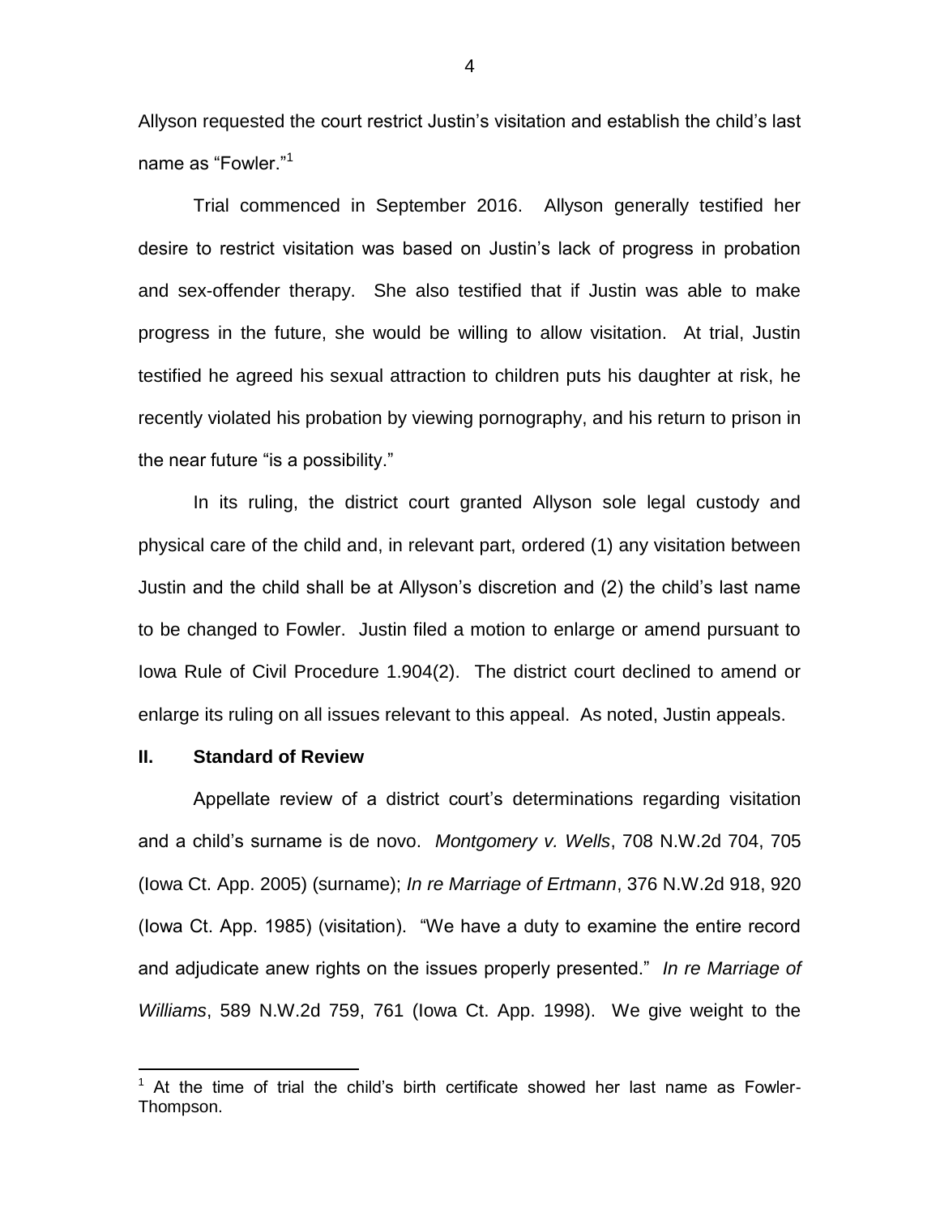Allyson requested the court restrict Justin's visitation and establish the child's last name as "Fowler."[1]

Trial commenced in September 2016. Allyson generally testified her desire to restrict visitation was based on Justin's lack of progress in probation and sex-offender therapy. She also testified that if Justin was able to make progress in the future, she would be willing to allow visitation. At trial, Justin testified he agreed his sexual attraction to children puts his daughter at risk, he recently violated his probation by viewing pornography, and his return to prison in the near future "is a possibility."

In its ruling, the district court granted Allyson sole legal custody and physical care of the child and, in relevant part, ordered (1) any visitation between Justin and the child shall be at Allyson's discretion and (2) the child's last name to be changed to Fowler. Justin filed a motion to enlarge or amend pursuant to Iowa Rule of Civil Procedure 1.904(2). The district court declined to amend or enlarge its ruling on all issues relevant to this appeal. As noted, Justin appeals.

## II. Standard of Review

Appellate review of a district court's determinations regarding visitation and a child's surname is de novo. *Montgomery v. Wells*, 708 N.W.2d 704, 705 (Iowa Ct. App. 2005) (surname); *In re Marriage of Ertmann*, 376 N.W.2d 918, 920 (Iowa Ct. App. 1985) (visitation). "We have a duty to examine the entire record and adjudicate anew rights on the issues properly presented." *In re Marriage of Williams*, 589 N.W.2d 759, 761 (Iowa Ct. App. 1998). We give weight to the

[1] At the time of trial the child's birth certificate showed her last name as Fowler-Thompson.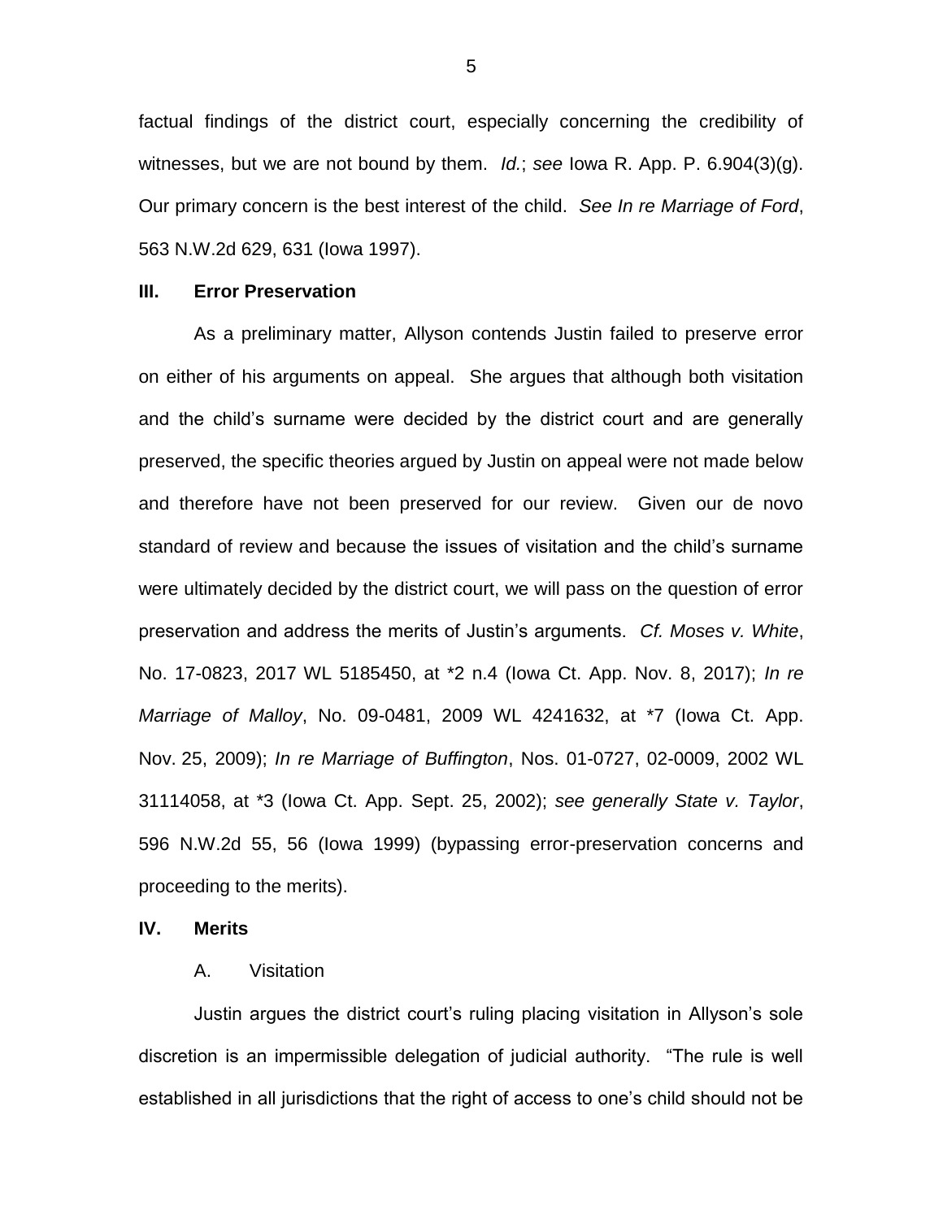factual findings of the district court, especially concerning the credibility of witnesses, but we are not bound by them. *Id.*; *see* Iowa R. App. P. 6.904(3)(g). Our primary concern is the best interest of the child. *See In re Marriage of Ford*, 563 N.W.2d 629, 631 (Iowa 1997).

## III. Error Preservation

As a preliminary matter, Allyson contends Justin failed to preserve error on either of his arguments on appeal. She argues that although both visitation and the child's surname were decided by the district court and are generally preserved, the specific theories argued by Justin on appeal were not made below and therefore have not been preserved for our review. Given our de novo standard of review and because the issues of visitation and the child's surname were ultimately decided by the district court, we will pass on the question of error preservation and address the merits of Justin's arguments. *Cf. Moses v. White*, No. 17-0823, 2017 WL 5185450, at *2 n.4 (Iowa Ct. App. Nov. 8, 2017); *In re Marriage of Malloy*, No. 09-0481, 2009 WL 4241632, at *7 (Iowa Ct. App. Nov. 25, 2009); *In re Marriage of Buffington*, Nos. 01-0727, 02-0009, 2002 WL 31114058, at *3 (Iowa Ct. App. Sept. 25, 2002); *see generally State v. Taylor*, 596 N.W.2d 55, 56 (Iowa 1999) (bypassing error-preservation concerns and proceeding to the merits).

## IV. Merits

### A. Visitation

Justin argues the district court's ruling placing visitation in Allyson's sole discretion is an impermissible delegation of judicial authority. "The rule is well established in all jurisdictions that the right of access to one's child should not be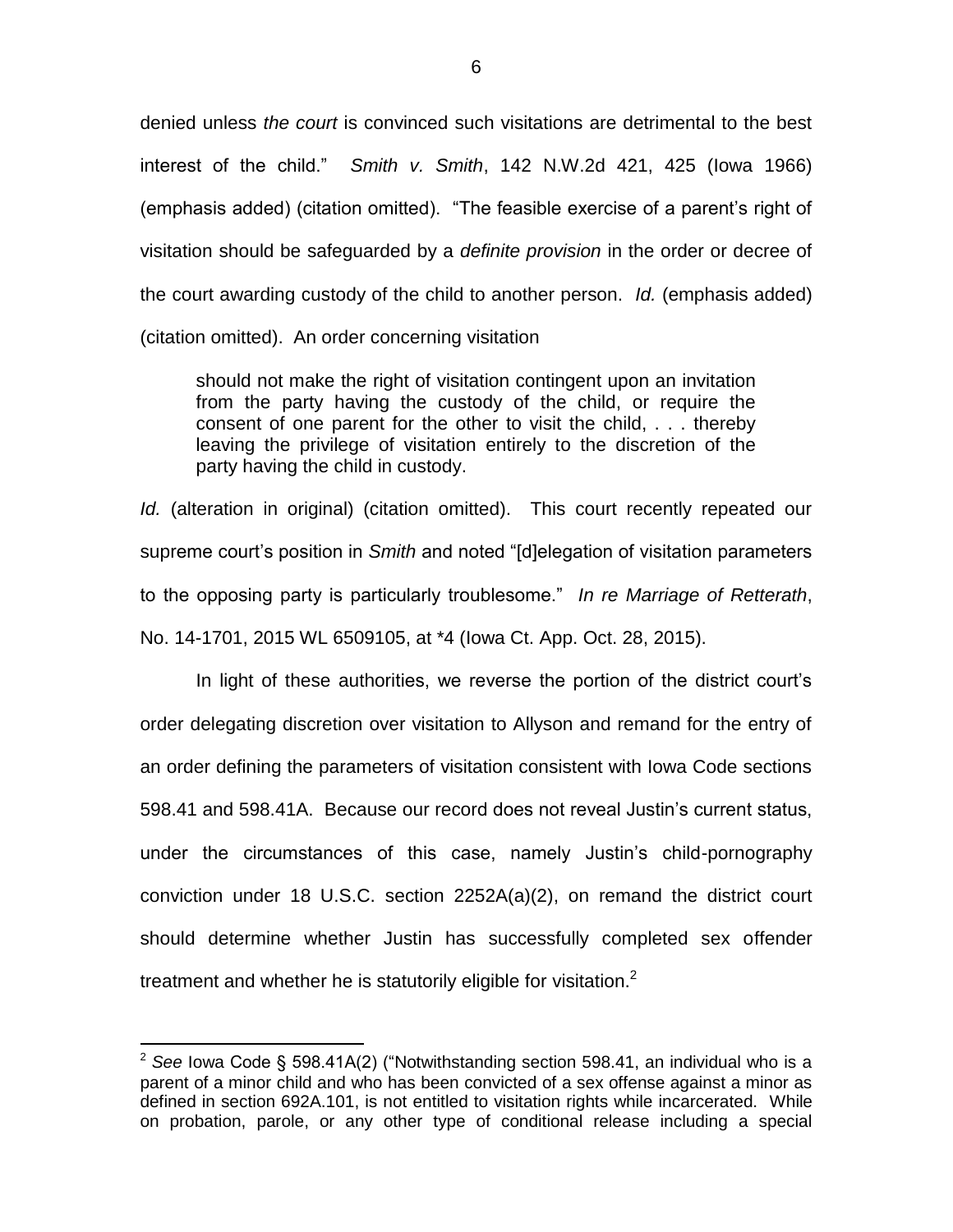denied unless *the court* is convinced such visitations are detrimental to the best interest of the child." *Smith v. Smith*, 142 N.W.2d 421, 425 (Iowa 1966) (emphasis added) (citation omitted). "The feasible exercise of a parent's right of visitation should be safeguarded by a *definite provision* in the order or decree of the court awarding custody of the child to another person. *Id.* (emphasis added) (citation omitted). An order concerning visitation

> should not make the right of visitation contingent upon an invitation from the party having the custody of the child, or require the consent of one parent for the other to visit the child, . . . thereby leaving the privilege of visitation entirely to the discretion of the party having the child in custody.

*Id.* (alteration in original) (citation omitted). This court recently repeated our supreme court's position in *Smith* and noted "[d]elegation of visitation parameters to the opposing party is particularly troublesome." *In re Marriage of Retterath*, No. 14-1701, 2015 WL 6509105, at *4 (Iowa Ct. App. Oct. 28, 2015).

In light of these authorities, we reverse the portion of the district court's order delegating discretion over visitation to Allyson and remand for the entry of an order defining the parameters of visitation consistent with Iowa Code sections 598.41 and 598.41A. Because our record does not reveal Justin's current status, under the circumstances of this case, namely Justin's child-pornography conviction under 18 U.S.C. section 2252A(a)(2), on remand the district court should determine whether Justin has successfully completed sex offender treatment and whether he is statutorily eligible for visitation.[2]

---

[2] *See* Iowa Code § 598.41A(2) ("Notwithstanding section 598.41, an individual who is a parent of a minor child and who has been convicted of a sex offense against a minor as defined in section 692A.101, is not entitled to visitation rights while incarcerated. While on probation, parole, or any other type of conditional release including a special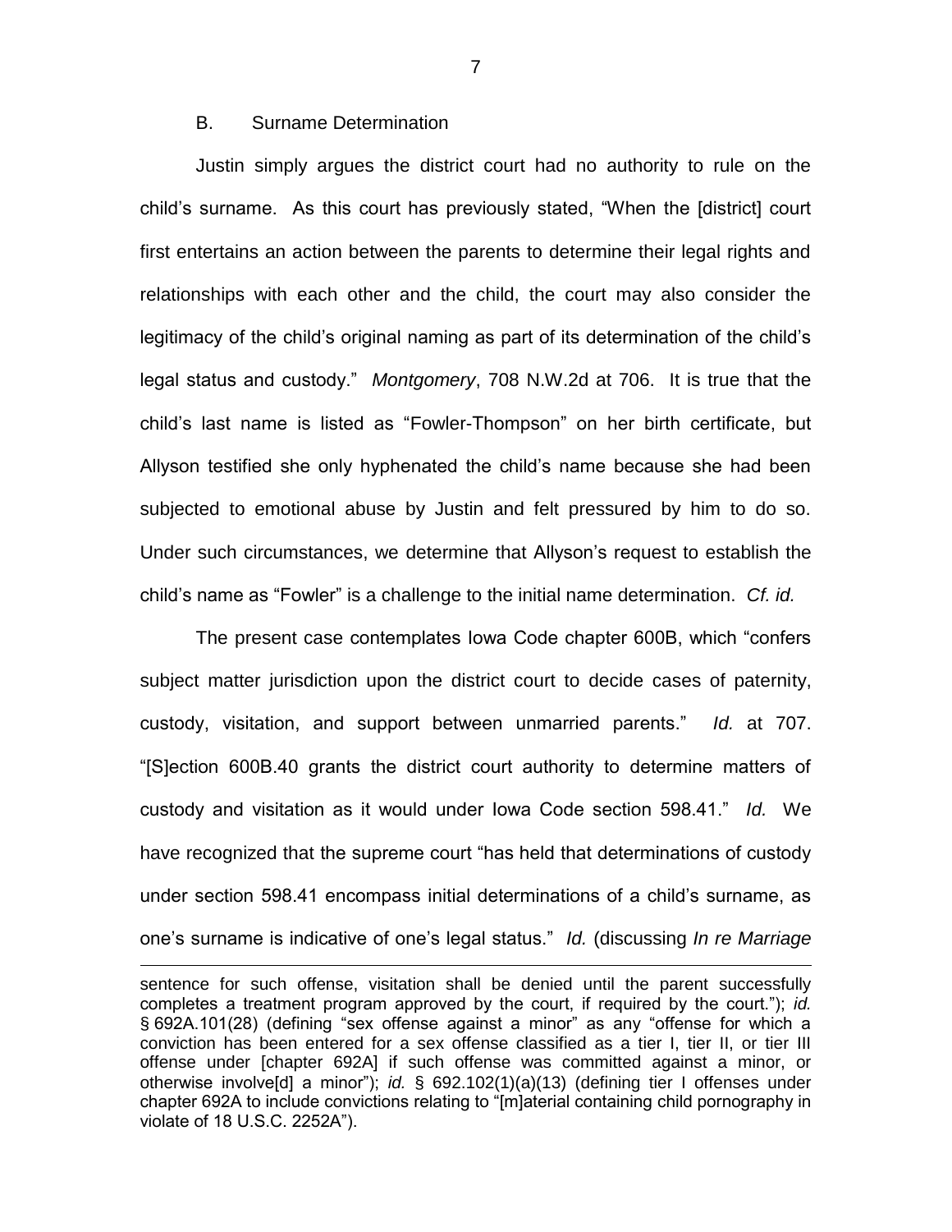B. Surname Determination

Justin simply argues the district court had no authority to rule on the child's surname. As this court has previously stated, "When the [district] court first entertains an action between the parents to determine their legal rights and relationships with each other and the child, the court may also consider the legitimacy of the child's original naming as part of its determination of the child's legal status and custody." *Montgomery*, 708 N.W.2d at 706. It is true that the child's last name is listed as "Fowler-Thompson" on her birth certificate, but Allyson testified she only hyphenated the child's name because she had been subjected to emotional abuse by Justin and felt pressured by him to do so. Under such circumstances, we determine that Allyson's request to establish the child's name as "Fowler" is a challenge to the initial name determination. *Cf. id.*

The present case contemplates Iowa Code chapter 600B, which "confers subject matter jurisdiction upon the district court to decide cases of paternity, custody, visitation, and support between unmarried parents." *Id.* at 707. "[S]ection 600B.40 grants the district court authority to determine matters of custody and visitation as it would under Iowa Code section 598.41." *Id.* We have recognized that the supreme court "has held that determinations of custody under section 598.41 encompass initial determinations of a child's surname, as one's surname is indicative of one's legal status." *Id.* (discussing *In re Marriage*

sentence for such offense, visitation shall be denied until the parent successfully completes a treatment program approved by the court, if required by the court."); *id.* § 692A.101(28) (defining "sex offense against a minor" as any "offense for which a conviction has been entered for a sex offense classified as a tier I, tier II, or tier III offense under [chapter 692A] if such offense was committed against a minor, or otherwise involve[d] a minor"); *id.* § 692.102(1)(a)(13) (defining tier I offenses under chapter 692A to include convictions relating to "[m]aterial containing child pornography in violate of 18 U.S.C. 2252A").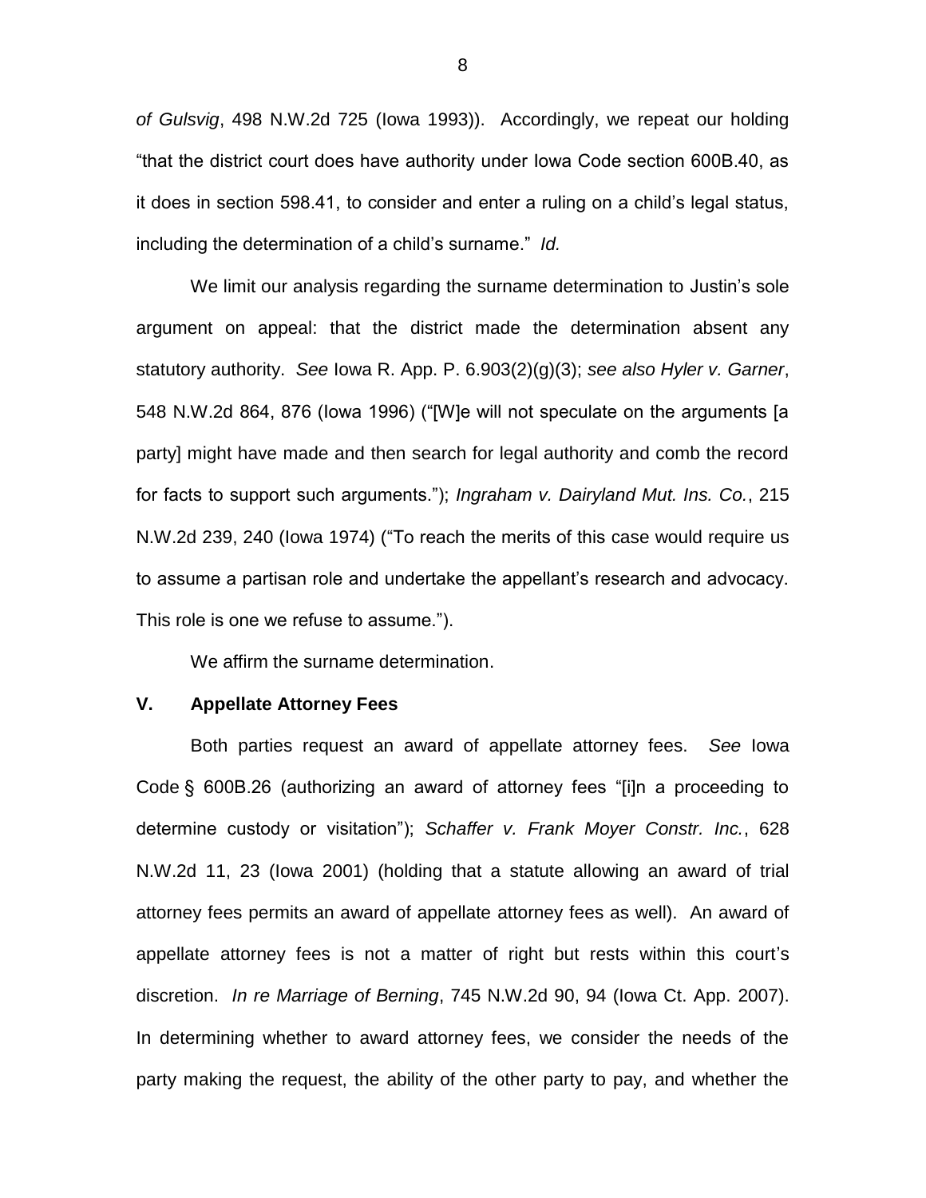*of Gulsvig*, 498 N.W.2d 725 (Iowa 1993)). Accordingly, we repeat our holding "that the district court does have authority under Iowa Code section 600B.40, as it does in section 598.41, to consider and enter a ruling on a child's legal status, including the determination of a child's surname." *Id.*

We limit our analysis regarding the surname determination to Justin's sole argument on appeal: that the district made the determination absent any statutory authority. *See* Iowa R. App. P. 6.903(2)(g)(3); *see also Hyler v. Garner*, 548 N.W.2d 864, 876 (Iowa 1996) ("[W]e will not speculate on the arguments [a party] might have made and then search for legal authority and comb the record for facts to support such arguments."); *Ingraham v. Dairyland Mut. Ins. Co.*, 215 N.W.2d 239, 240 (Iowa 1974) ("To reach the merits of this case would require us to assume a partisan role and undertake the appellant's research and advocacy. This role is one we refuse to assume.").

We affirm the surname determination.

## V. Appellate Attorney Fees

Both parties request an award of appellate attorney fees. *See* Iowa Code § 600B.26 (authorizing an award of attorney fees "[i]n a proceeding to determine custody or visitation"); *Schaffer v. Frank Moyer Constr. Inc.*, 628 N.W.2d 11, 23 (Iowa 2001) (holding that a statute allowing an award of trial attorney fees permits an award of appellate attorney fees as well). An award of appellate attorney fees is not a matter of right but rests within this court's discretion. *In re Marriage of Berning*, 745 N.W.2d 90, 94 (Iowa Ct. App. 2007). In determining whether to award attorney fees, we consider the needs of the party making the request, the ability of the other party to pay, and whether the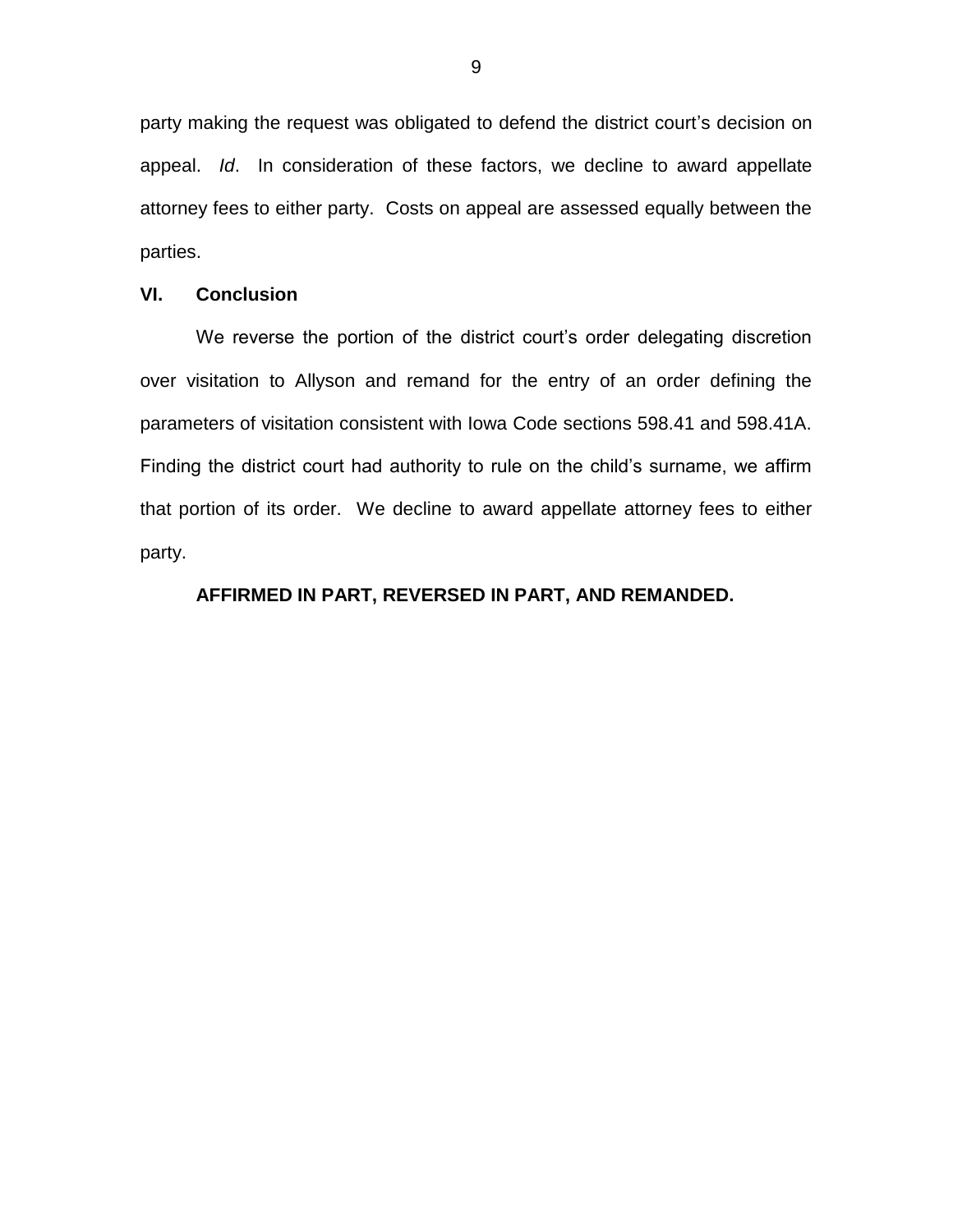party making the request was obligated to defend the district court's decision on appeal. *Id*. In consideration of these factors, we decline to award appellate attorney fees to either party. Costs on appeal are assessed equally between the parties.

## VI. Conclusion

We reverse the portion of the district court's order delegating discretion over visitation to Allyson and remand for the entry of an order defining the parameters of visitation consistent with Iowa Code sections 598.41 and 598.41A. Finding the district court had authority to rule on the child's surname, we affirm that portion of its order. We decline to award appellate attorney fees to either party.

**AFFIRMED IN PART, REVERSED IN PART, AND REMANDED.**